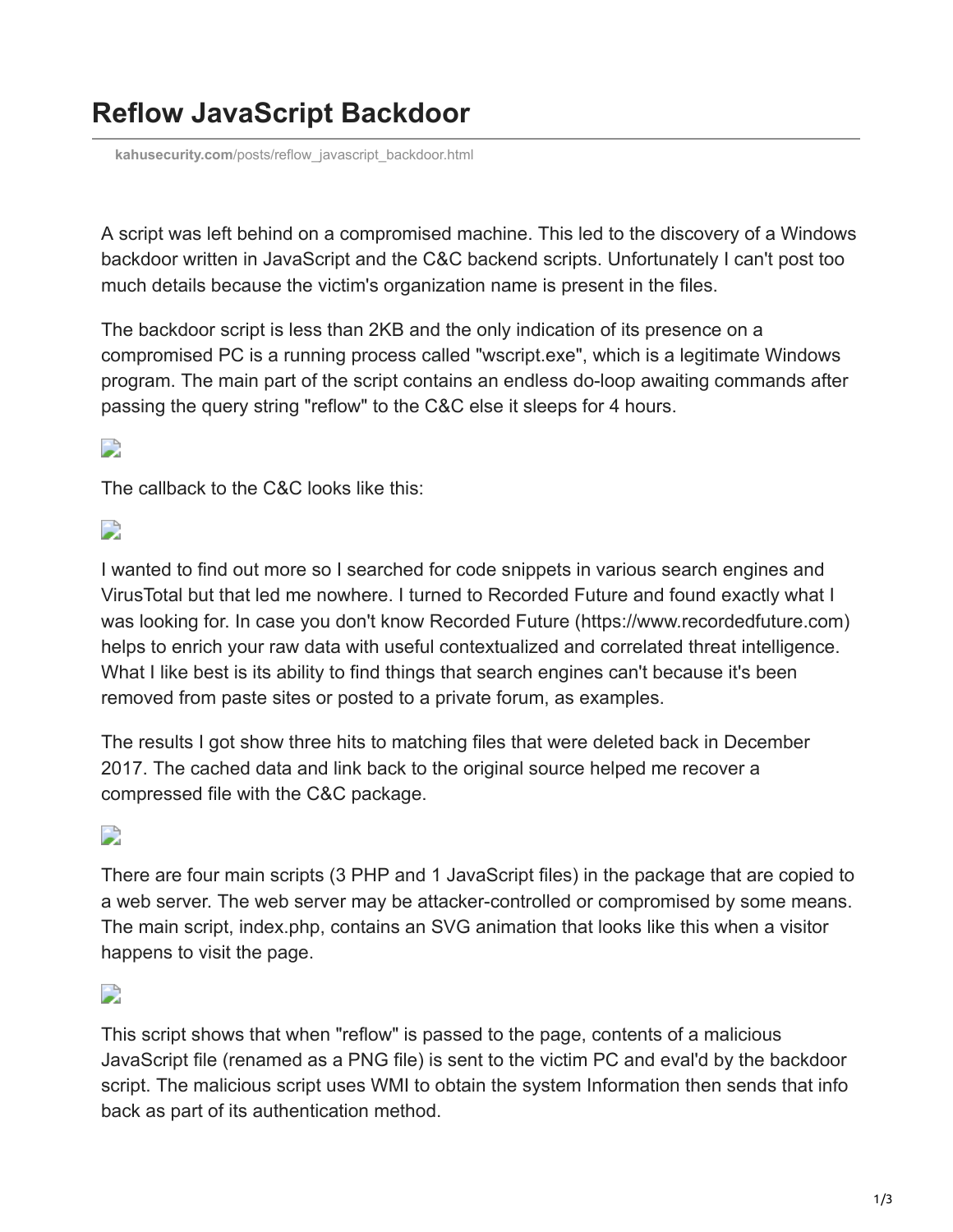# Reflow JavaScript Backdoor

kahusecurity.com/posts/reflow_javascript_backdoor.html

A script was left behind on a compromised machine. This led to the discovery of a Windows backdoor written in JavaScript and the C&C backend scripts. Unfortunately I can't post too much details because the victim's organization name is present in the files.

The backdoor script is less than 2KB and the only indication of its presence on a compromised PC is a running process called "wscript.exe", which is a legitimate Windows program. The main part of the script contains an endless do-loop awaiting commands after passing the query string "reflow" to the C&C else it sleeps for 4 hours.

The callback to the C&C looks like this:

I wanted to find out more so I searched for code snippets in various search engines and VirusTotal but that led me nowhere. I turned to Recorded Future and found exactly what I was looking for. In case you don't know Recorded Future (https://www.recordedfuture.com) helps to enrich your raw data with useful contextualized and correlated threat intelligence. What I like best is its ability to find things that search engines can't because it's been removed from paste sites or posted to a private forum, as examples.

The results I got show three hits to matching files that were deleted back in December 2017. The cached data and link back to the original source helped me recover a compressed file with the C&C package.

There are four main scripts (3 PHP and 1 JavaScript files) in the package that are copied to a web server. The web server may be attacker-controlled or compromised by some means. The main script, index.php, contains an SVG animation that looks like this when a visitor happens to visit the page.

This script shows that when "reflow" is passed to the page, contents of a malicious JavaScript file (renamed as a PNG file) is sent to the victim PC and eval'd by the backdoor script. The malicious script uses WMI to obtain the system Information then sends that info back as part of its authentication method.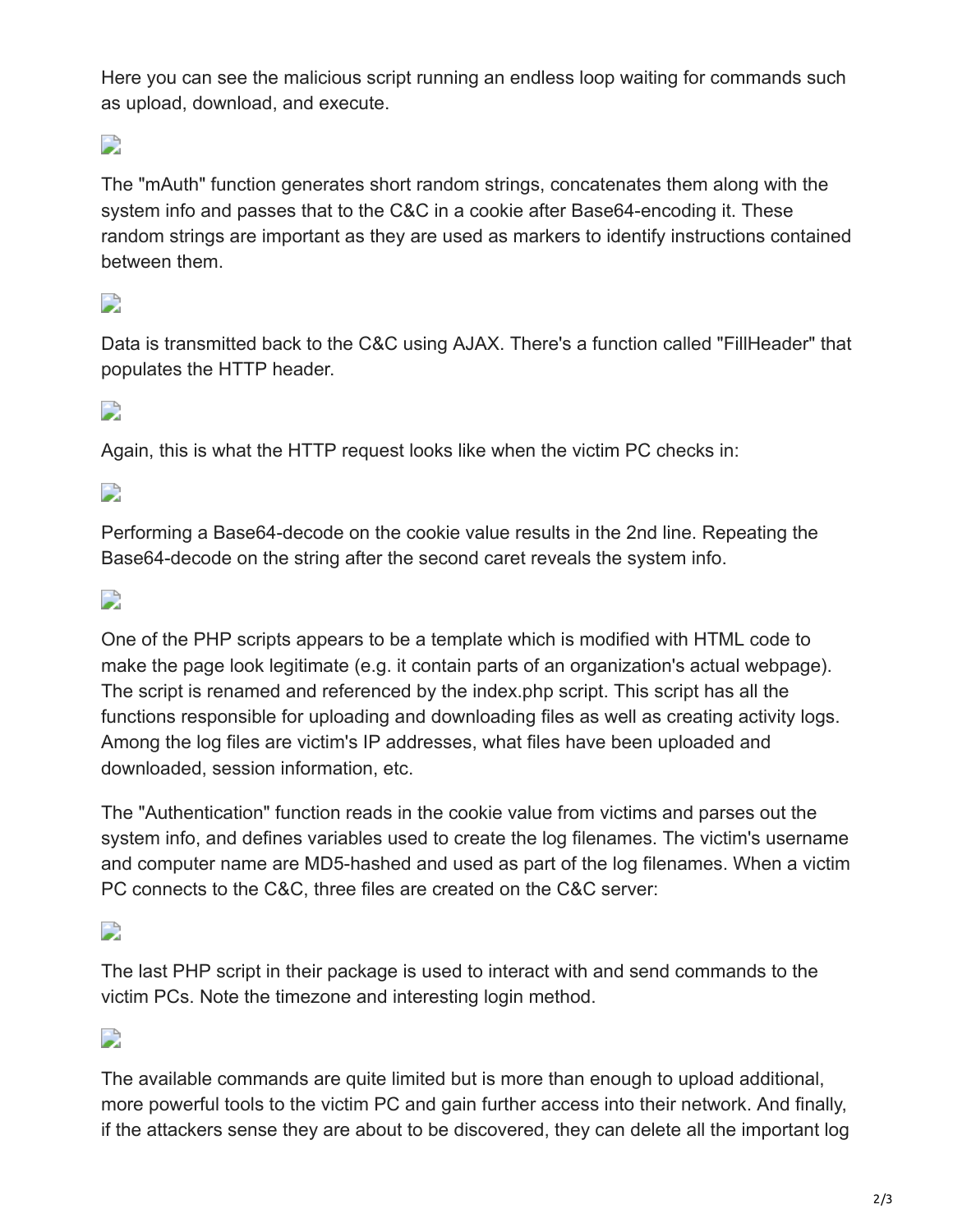Here you can see the malicious script running an endless loop waiting for commands such as upload, download, and execute.

The "mAuth" function generates short random strings, concatenates them along with the system info and passes that to the C&C in a cookie after Base64-encoding it. These random strings are important as they are used as markers to identify instructions contained between them.

Data is transmitted back to the C&C using AJAX. There's a function called "FillHeader" that populates the HTTP header.

Again, this is what the HTTP request looks like when the victim PC checks in:

Performing a Base64-decode on the cookie value results in the 2nd line. Repeating the Base64-decode on the string after the second caret reveals the system info.

One of the PHP scripts appears to be a template which is modified with HTML code to make the page look legitimate (e.g. it contain parts of an organization's actual webpage). The script is renamed and referenced by the index.php script. This script has all the functions responsible for uploading and downloading files as well as creating activity logs. Among the log files are victim's IP addresses, what files have been uploaded and downloaded, session information, etc.

The "Authentication" function reads in the cookie value from victims and parses out the system info, and defines variables used to create the log filenames. The victim's username and computer name are MD5-hashed and used as part of the log filenames. When a victim PC connects to the C&C, three files are created on the C&C server:

The last PHP script in their package is used to interact with and send commands to the victim PCs. Note the timezone and interesting login method.

The available commands are quite limited but is more than enough to upload additional, more powerful tools to the victim PC and gain further access into their network. And finally, if the attackers sense they are about to be discovered, they can delete all the important log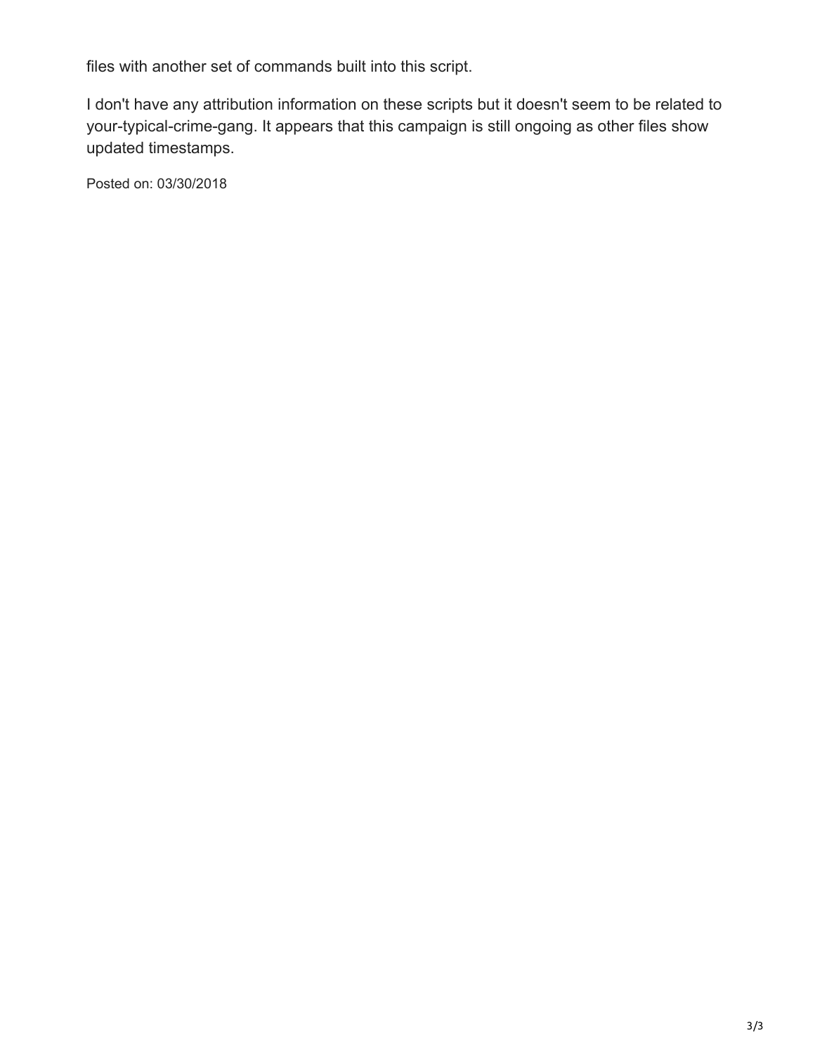files with another set of commands built into this script.

I don't have any attribution information on these scripts but it doesn't seem to be related to your-typical-crime-gang. It appears that this campaign is still ongoing as other files show updated timestamps.

Posted on: 03/30/2018